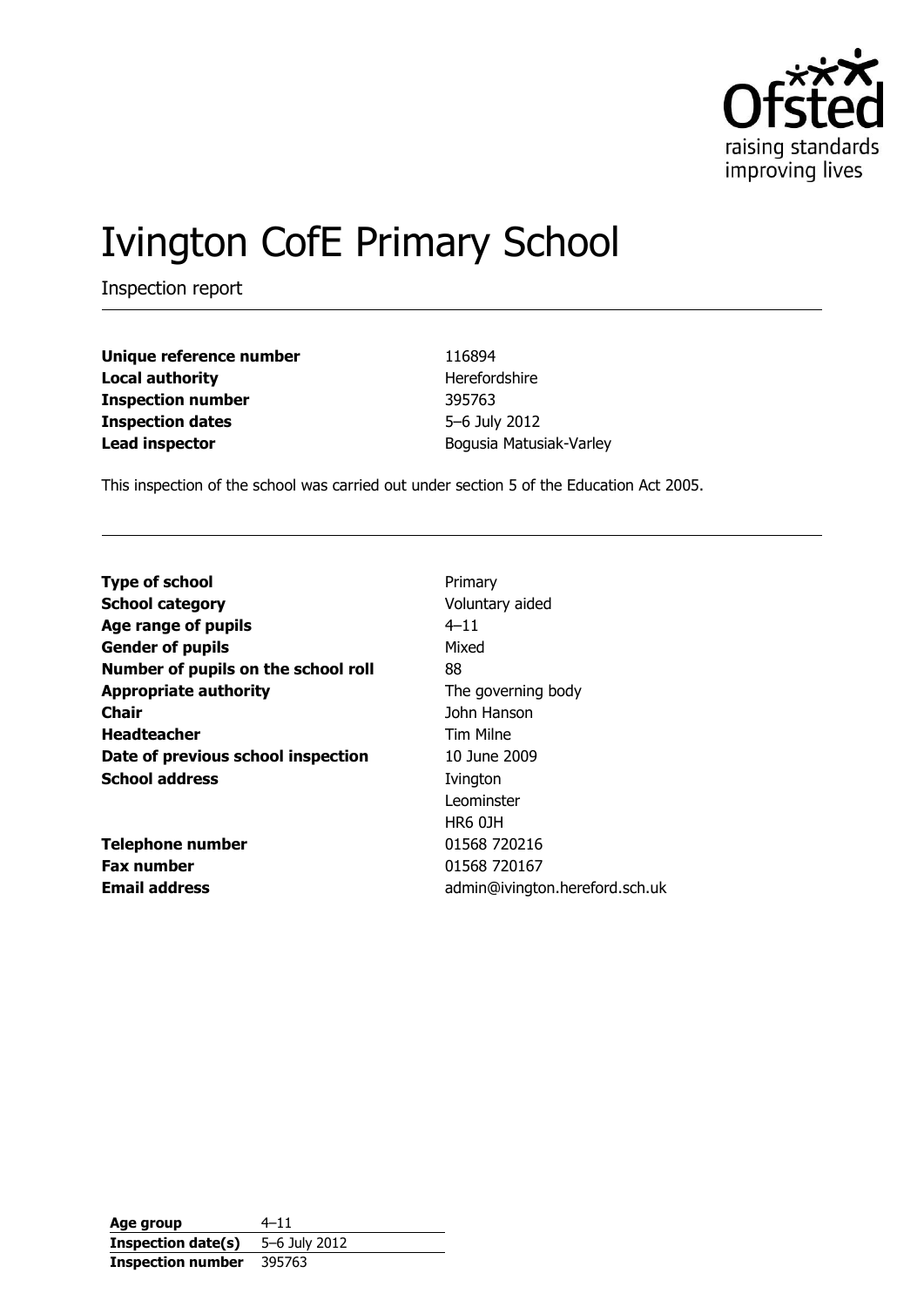# Ivington CofE Primary School

Inspection report

| | |
|---|---|
| **Unique reference number** | 116894 |
| **Local authority** | Herefordshire |
| **Inspection number** | 395763 |
| **Inspection dates** | 5–6 July 2012 |
| **Lead inspector** | Bogusia Matusiak-Varley |

This inspection of the school was carried out under section 5 of the Education Act 2005.

| | |
|---|---|
| **Type of school** | Primary |
| **School category** | Voluntary aided |
| **Age range of pupils** | 4–11 |
| **Gender of pupils** | Mixed |
| **Number of pupils on the school roll** | 88 |
| **Appropriate authority** | The governing body |
| **Chair** | John Hanson |
| **Headteacher** | Tim Milne |
| **Date of previous school inspection** | 10 June 2009 |
| **School address** | Ivington<br>Leominster<br>HR6 0JH |
| **Telephone number** | 01568 720216 |
| **Fax number** | 01568 720167 |
| **Email address** | admin@ivington.hereford.sch.uk |

| | |
|---|---|
| **Age group** | 4–11 |
| **Inspection date(s)** | 5–6 July 2012 |
| **Inspection number** | 395763 |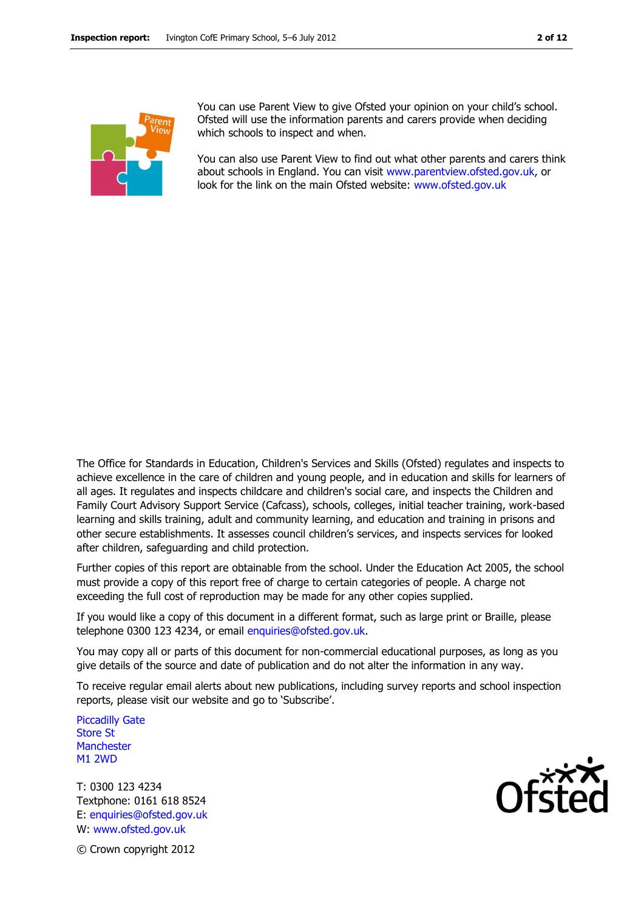You can use Parent View to give Ofsted your opinion on your child's school. Ofsted will use the information parents and carers provide when deciding which schools to inspect and when.

You can also use Parent View to find out what other parents and carers think about schools in England. You can visit www.parentview.ofsted.gov.uk, or look for the link on the main Ofsted website: www.ofsted.gov.uk

The Office for Standards in Education, Children's Services and Skills (Ofsted) regulates and inspects to achieve excellence in the care of children and young people, and in education and skills for learners of all ages. It regulates and inspects childcare and children's social care, and inspects the Children and Family Court Advisory Support Service (Cafcass), schools, colleges, initial teacher training, work-based learning and skills training, adult and community learning, and education and training in prisons and other secure establishments. It assesses council children's services, and inspects services for looked after children, safeguarding and child protection.

Further copies of this report are obtainable from the school. Under the Education Act 2005, the school must provide a copy of this report free of charge to certain categories of people. A charge not exceeding the full cost of reproduction may be made for any other copies supplied.

If you would like a copy of this document in a different format, such as large print or Braille, please telephone 0300 123 4234, or email enquiries@ofsted.gov.uk.

You may copy all or parts of this document for non-commercial educational purposes, as long as you give details of the source and date of publication and do not alter the information in any way.

To receive regular email alerts about new publications, including survey reports and school inspection reports, please visit our website and go to 'Subscribe'.

Piccadilly Gate
Store St
Manchester
M1 2WD

T: 0300 123 4234
Textphone: 0161 618 8524
E: enquiries@ofsted.gov.uk
W: www.ofsted.gov.uk

© Crown copyright 2012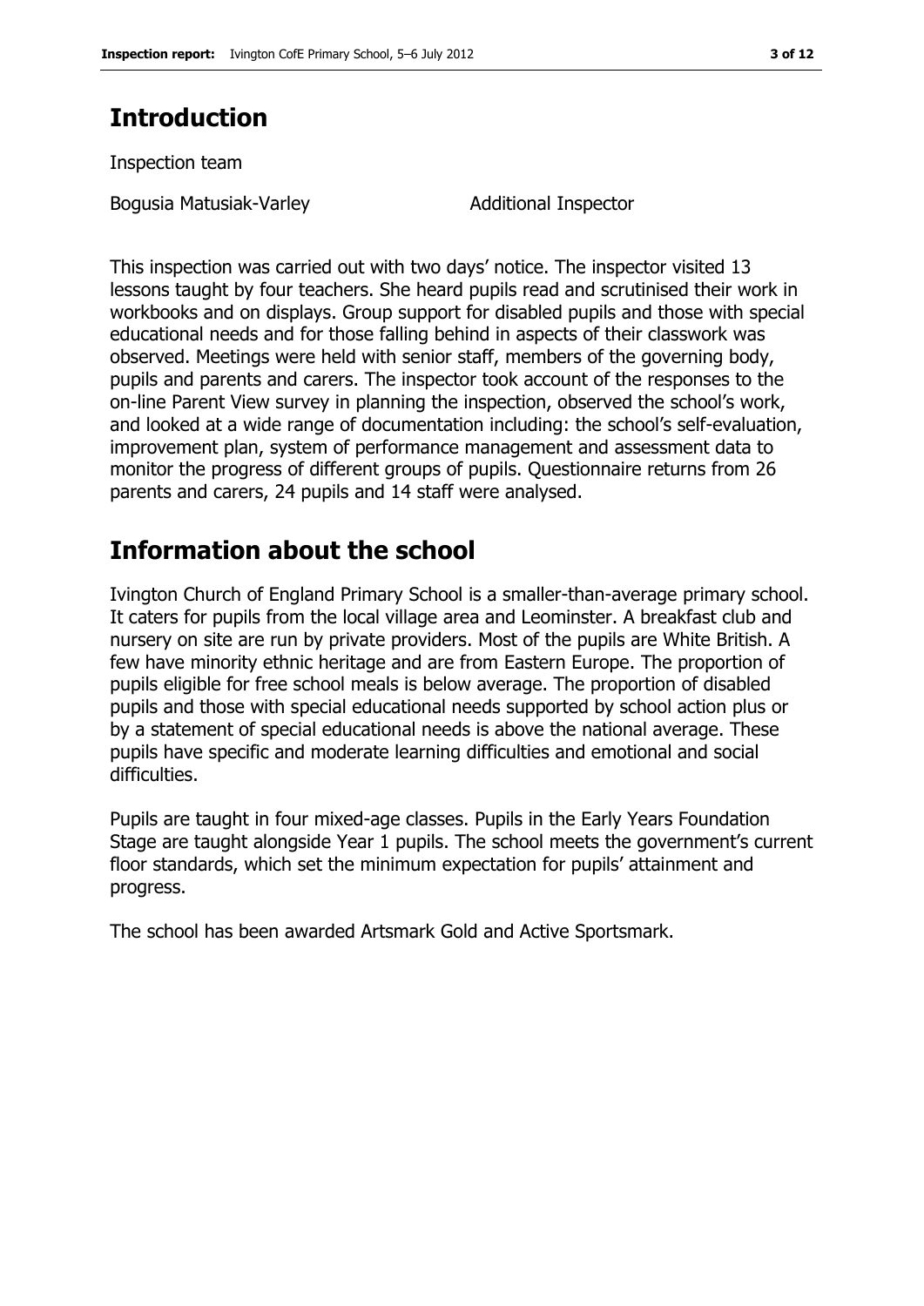## Introduction

Inspection team

| Bogusia Matusiak-Varley | Additional Inspector |
| --- | --- |

This inspection was carried out with two days' notice. The inspector visited 13 lessons taught by four teachers. She heard pupils read and scrutinised their work in workbooks and on displays. Group support for disabled pupils and those with special educational needs and for those falling behind in aspects of their classwork was observed. Meetings were held with senior staff, members of the governing body, pupils and parents and carers. The inspector took account of the responses to the on-line Parent View survey in planning the inspection, observed the school's work, and looked at a wide range of documentation including: the school's self-evaluation, improvement plan, system of performance management and assessment data to monitor the progress of different groups of pupils. Questionnaire returns from 26 parents and carers, 24 pupils and 14 staff were analysed.

## Information about the school

Ivington Church of England Primary School is a smaller-than-average primary school. It caters for pupils from the local village area and Leominster. A breakfast club and nursery on site are run by private providers. Most of the pupils are White British. A few have minority ethnic heritage and are from Eastern Europe. The proportion of pupils eligible for free school meals is below average. The proportion of disabled pupils and those with special educational needs supported by school action plus or by a statement of special educational needs is above the national average. These pupils have specific and moderate learning difficulties and emotional and social difficulties.

Pupils are taught in four mixed-age classes. Pupils in the Early Years Foundation Stage are taught alongside Year 1 pupils. The school meets the government's current floor standards, which set the minimum expectation for pupils' attainment and progress.

The school has been awarded Artsmark Gold and Active Sportsmark.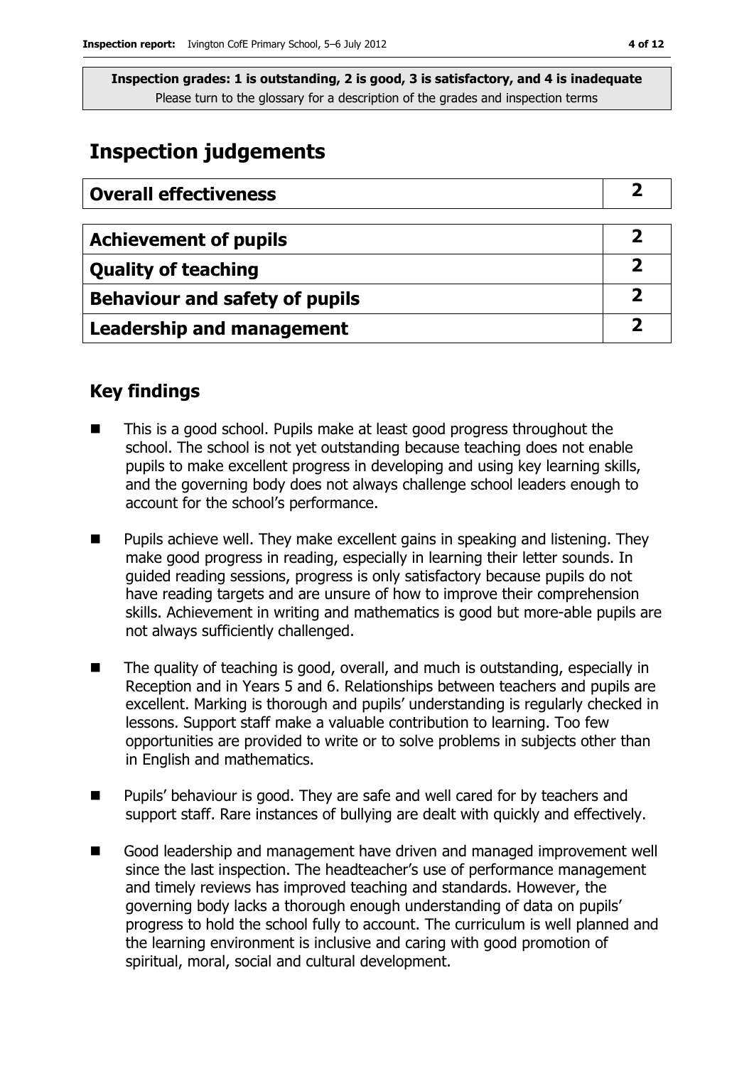**Inspection grades: 1 is outstanding, 2 is good, 3 is satisfactory, and 4 is inadequate**
Please turn to the glossary for a description of the grades and inspection terms

# Inspection judgements

| Overall effectiveness | 2 |
| --- | --- |

| Achievement of pupils | 2 |
| --- | --- |
| Quality of teaching | 2 |
| Behaviour and safety of pupils | 2 |
| Leadership and management | 2 |

## Key findings

- This is a good school. Pupils make at least good progress throughout the school. The school is not yet outstanding because teaching does not enable pupils to make excellent progress in developing and using key learning skills, and the governing body does not always challenge school leaders enough to account for the school's performance.
- Pupils achieve well. They make excellent gains in speaking and listening. They make good progress in reading, especially in learning their letter sounds. In guided reading sessions, progress is only satisfactory because pupils do not have reading targets and are unsure of how to improve their comprehension skills. Achievement in writing and mathematics is good but more-able pupils are not always sufficiently challenged.
- The quality of teaching is good, overall, and much is outstanding, especially in Reception and in Years 5 and 6. Relationships between teachers and pupils are excellent. Marking is thorough and pupils' understanding is regularly checked in lessons. Support staff make a valuable contribution to learning. Too few opportunities are provided to write or to solve problems in subjects other than in English and mathematics.
- Pupils' behaviour is good. They are safe and well cared for by teachers and support staff. Rare instances of bullying are dealt with quickly and effectively.
- Good leadership and management have driven and managed improvement well since the last inspection. The headteacher's use of performance management and timely reviews has improved teaching and standards. However, the governing body lacks a thorough enough understanding of data on pupils' progress to hold the school fully to account. The curriculum is well planned and the learning environment is inclusive and caring with good promotion of spiritual, moral, social and cultural development.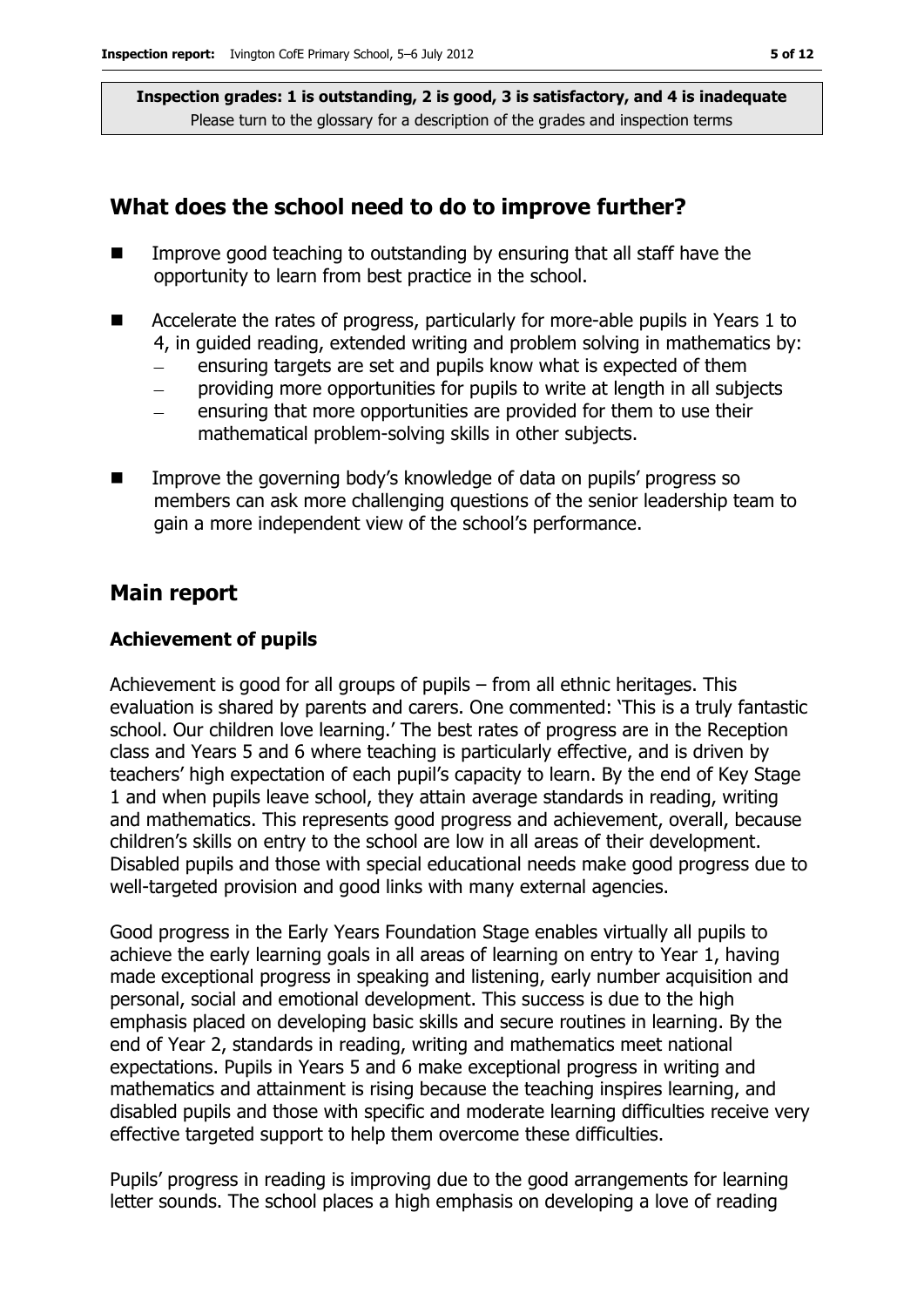**Inspection grades: 1 is outstanding, 2 is good, 3 is satisfactory, and 4 is inadequate**
Please turn to the glossary for a description of the grades and inspection terms

## What does the school need to do to improve further?

- Improve good teaching to outstanding by ensuring that all staff have the opportunity to learn from best practice in the school.
- Accelerate the rates of progress, particularly for more-able pupils in Years 1 to 4, in guided reading, extended writing and problem solving in mathematics by:
  - ensuring targets are set and pupils know what is expected of them
  - providing more opportunities for pupils to write at length in all subjects
  - ensuring that more opportunities are provided for them to use their mathematical problem-solving skills in other subjects.
- Improve the governing body's knowledge of data on pupils' progress so members can ask more challenging questions of the senior leadership team to gain a more independent view of the school's performance.

## Main report

### Achievement of pupils

Achievement is good for all groups of pupils – from all ethnic heritages. This evaluation is shared by parents and carers. One commented: 'This is a truly fantastic school. Our children love learning.' The best rates of progress are in the Reception class and Years 5 and 6 where teaching is particularly effective, and is driven by teachers' high expectation of each pupil's capacity to learn. By the end of Key Stage 1 and when pupils leave school, they attain average standards in reading, writing and mathematics. This represents good progress and achievement, overall, because children's skills on entry to the school are low in all areas of their development. Disabled pupils and those with special educational needs make good progress due to well-targeted provision and good links with many external agencies.

Good progress in the Early Years Foundation Stage enables virtually all pupils to achieve the early learning goals in all areas of learning on entry to Year 1, having made exceptional progress in speaking and listening, early number acquisition and personal, social and emotional development. This success is due to the high emphasis placed on developing basic skills and secure routines in learning. By the end of Year 2, standards in reading, writing and mathematics meet national expectations. Pupils in Years 5 and 6 make exceptional progress in writing and mathematics and attainment is rising because the teaching inspires learning, and disabled pupils and those with specific and moderate learning difficulties receive very effective targeted support to help them overcome these difficulties.

Pupils' progress in reading is improving due to the good arrangements for learning letter sounds. The school places a high emphasis on developing a love of reading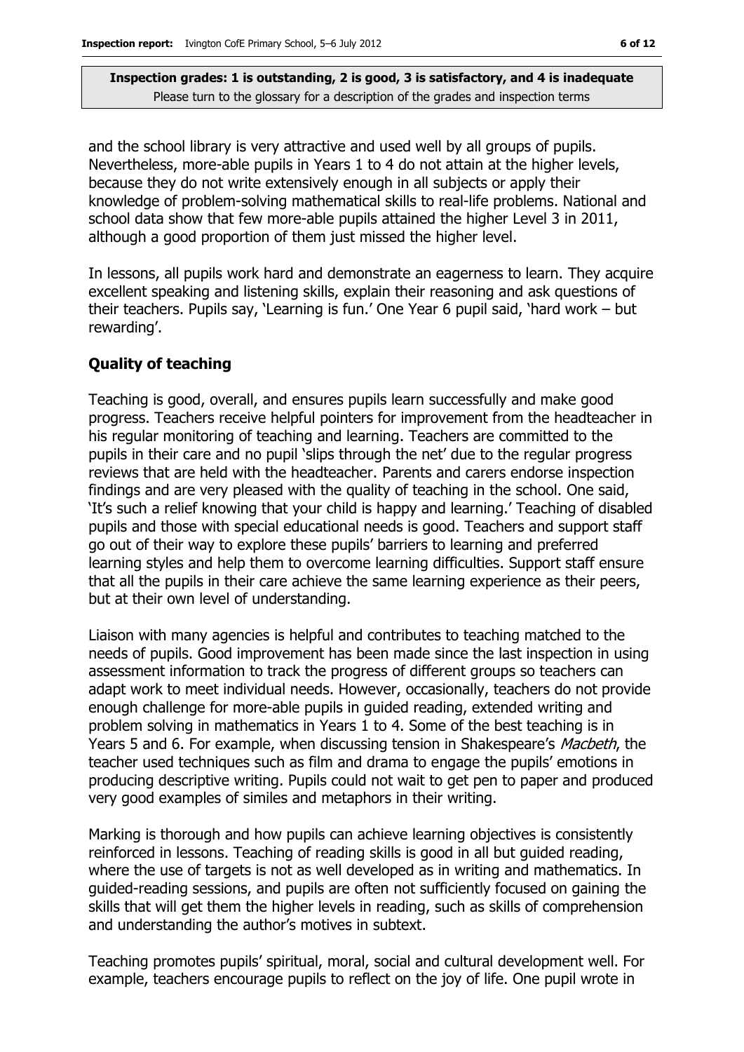and the school library is very attractive and used well by all groups of pupils. Nevertheless, more-able pupils in Years 1 to 4 do not attain at the higher levels, because they do not write extensively enough in all subjects or apply their knowledge of problem-solving mathematical skills to real-life problems. National and school data show that few more-able pupils attained the higher Level 3 in 2011, although a good proportion of them just missed the higher level.

In lessons, all pupils work hard and demonstrate an eagerness to learn. They acquire excellent speaking and listening skills, explain their reasoning and ask questions of their teachers. Pupils say, 'Learning is fun.' One Year 6 pupil said, 'hard work – but rewarding'.

### Quality of teaching

Teaching is good, overall, and ensures pupils learn successfully and make good progress. Teachers receive helpful pointers for improvement from the headteacher in his regular monitoring of teaching and learning. Teachers are committed to the pupils in their care and no pupil 'slips through the net' due to the regular progress reviews that are held with the headteacher. Parents and carers endorse inspection findings and are very pleased with the quality of teaching in the school. One said, 'It's such a relief knowing that your child is happy and learning.' Teaching of disabled pupils and those with special educational needs is good. Teachers and support staff go out of their way to explore these pupils' barriers to learning and preferred learning styles and help them to overcome learning difficulties. Support staff ensure that all the pupils in their care achieve the same learning experience as their peers, but at their own level of understanding.

Liaison with many agencies is helpful and contributes to teaching matched to the needs of pupils. Good improvement has been made since the last inspection in using assessment information to track the progress of different groups so teachers can adapt work to meet individual needs. However, occasionally, teachers do not provide enough challenge for more-able pupils in guided reading, extended writing and problem solving in mathematics in Years 1 to 4. Some of the best teaching is in Years 5 and 6. For example, when discussing tension in Shakespeare's *Macbeth*, the teacher used techniques such as film and drama to engage the pupils' emotions in producing descriptive writing. Pupils could not wait to get pen to paper and produced very good examples of similes and metaphors in their writing.

Marking is thorough and how pupils can achieve learning objectives is consistently reinforced in lessons. Teaching of reading skills is good in all but guided reading, where the use of targets is not as well developed as in writing and mathematics. In guided-reading sessions, and pupils are often not sufficiently focused on gaining the skills that will get them the higher levels in reading, such as skills of comprehension and understanding the author's motives in subtext.

Teaching promotes pupils' spiritual, moral, social and cultural development well. For example, teachers encourage pupils to reflect on the joy of life. One pupil wrote in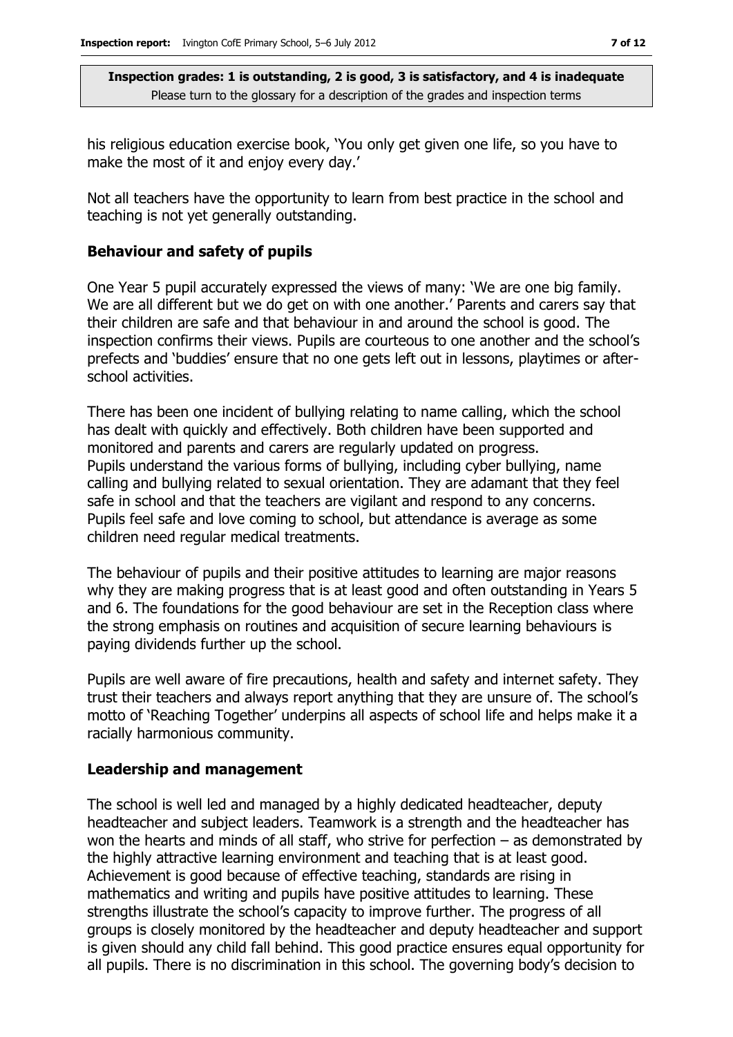his religious education exercise book, 'You only get given one life, so you have to make the most of it and enjoy every day.'

Not all teachers have the opportunity to learn from best practice in the school and teaching is not yet generally outstanding.

### Behaviour and safety of pupils

One Year 5 pupil accurately expressed the views of many: 'We are one big family. We are all different but we do get on with one another.' Parents and carers say that their children are safe and that behaviour in and around the school is good. The inspection confirms their views. Pupils are courteous to one another and the school's prefects and 'buddies' ensure that no one gets left out in lessons, playtimes or after-school activities.

There has been one incident of bullying relating to name calling, which the school has dealt with quickly and effectively. Both children have been supported and monitored and parents and carers are regularly updated on progress. Pupils understand the various forms of bullying, including cyber bullying, name calling and bullying related to sexual orientation. They are adamant that they feel safe in school and that the teachers are vigilant and respond to any concerns. Pupils feel safe and love coming to school, but attendance is average as some children need regular medical treatments.

The behaviour of pupils and their positive attitudes to learning are major reasons why they are making progress that is at least good and often outstanding in Years 5 and 6. The foundations for the good behaviour are set in the Reception class where the strong emphasis on routines and acquisition of secure learning behaviours is paying dividends further up the school.

Pupils are well aware of fire precautions, health and safety and internet safety. They trust their teachers and always report anything that they are unsure of. The school's motto of 'Reaching Together' underpins all aspects of school life and helps make it a racially harmonious community.

### Leadership and management

The school is well led and managed by a highly dedicated headteacher, deputy headteacher and subject leaders. Teamwork is a strength and the headteacher has won the hearts and minds of all staff, who strive for perfection – as demonstrated by the highly attractive learning environment and teaching that is at least good. Achievement is good because of effective teaching, standards are rising in mathematics and writing and pupils have positive attitudes to learning. These strengths illustrate the school's capacity to improve further. The progress of all groups is closely monitored by the headteacher and deputy headteacher and support is given should any child fall behind. This good practice ensures equal opportunity for all pupils. There is no discrimination in this school. The governing body's decision to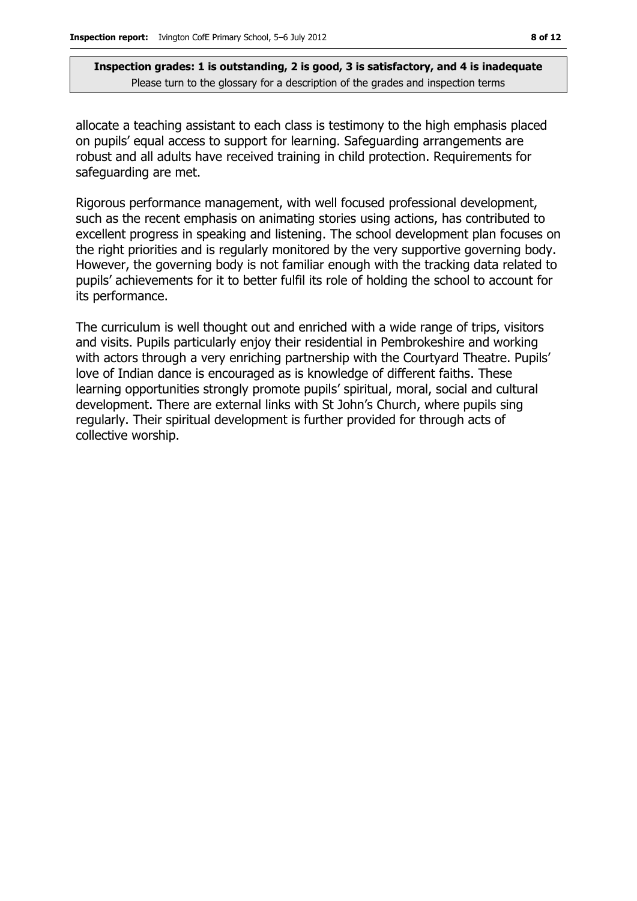allocate a teaching assistant to each class is testimony to the high emphasis placed on pupils' equal access to support for learning. Safeguarding arrangements are robust and all adults have received training in child protection. Requirements for safeguarding are met.

Rigorous performance management, with well focused professional development, such as the recent emphasis on animating stories using actions, has contributed to excellent progress in speaking and listening. The school development plan focuses on the right priorities and is regularly monitored by the very supportive governing body. However, the governing body is not familiar enough with the tracking data related to pupils' achievements for it to better fulfil its role of holding the school to account for its performance.

The curriculum is well thought out and enriched with a wide range of trips, visitors and visits. Pupils particularly enjoy their residential in Pembrokeshire and working with actors through a very enriching partnership with the Courtyard Theatre. Pupils' love of Indian dance is encouraged as is knowledge of different faiths. These learning opportunities strongly promote pupils' spiritual, moral, social and cultural development. There are external links with St John's Church, where pupils sing regularly. Their spiritual development is further provided for through acts of collective worship.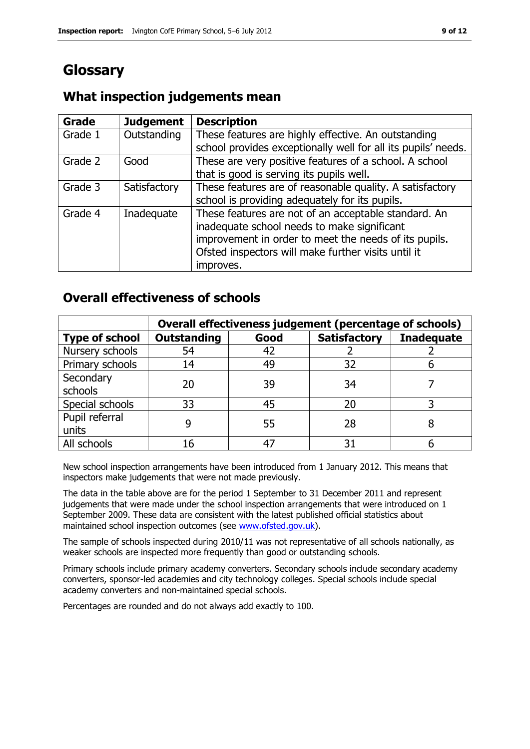# Glossary

## What inspection judgements mean

| Grade | Judgement | Description |
|---|---|---|
| Grade 1 | Outstanding | These features are highly effective. An outstanding school provides exceptionally well for all its pupils' needs. |
| Grade 2 | Good | These are very positive features of a school. A school that is good is serving its pupils well. |
| Grade 3 | Satisfactory | These features are of reasonable quality. A satisfactory school is providing adequately for its pupils. |
| Grade 4 | Inadequate | These features are not of an acceptable standard. An inadequate school needs to make significant improvement in order to meet the needs of its pupils. Ofsted inspectors will make further visits until it improves. |

## Overall effectiveness of schools

| | Overall effectiveness judgement (percentage of schools) | | | |
|---|---|---|---|---|
| **Type of school** | **Outstanding** | **Good** | **Satisfactory** | **Inadequate** |
| Nursery schools | 54 | 42 | 2 | 2 |
| Primary schools | 14 | 49 | 32 | 6 |
| Secondary schools | 20 | 39 | 34 | 7 |
| Special schools | 33 | 45 | 20 | 3 |
| Pupil referral units | 9 | 55 | 28 | 8 |
| All schools | 16 | 47 | 31 | 6 |

New school inspection arrangements have been introduced from 1 January 2012. This means that inspectors make judgements that were not made previously.

The data in the table above are for the period 1 September to 31 December 2011 and represent judgements that were made under the school inspection arrangements that were introduced on 1 September 2009. These data are consistent with the latest published official statistics about maintained school inspection outcomes (see www.ofsted.gov.uk).

The sample of schools inspected during 2010/11 was not representative of all schools nationally, as weaker schools are inspected more frequently than good or outstanding schools.

Primary schools include primary academy converters. Secondary schools include secondary academy converters, sponsor-led academies and city technology colleges. Special schools include special academy converters and non-maintained special schools.

Percentages are rounded and do not always add exactly to 100.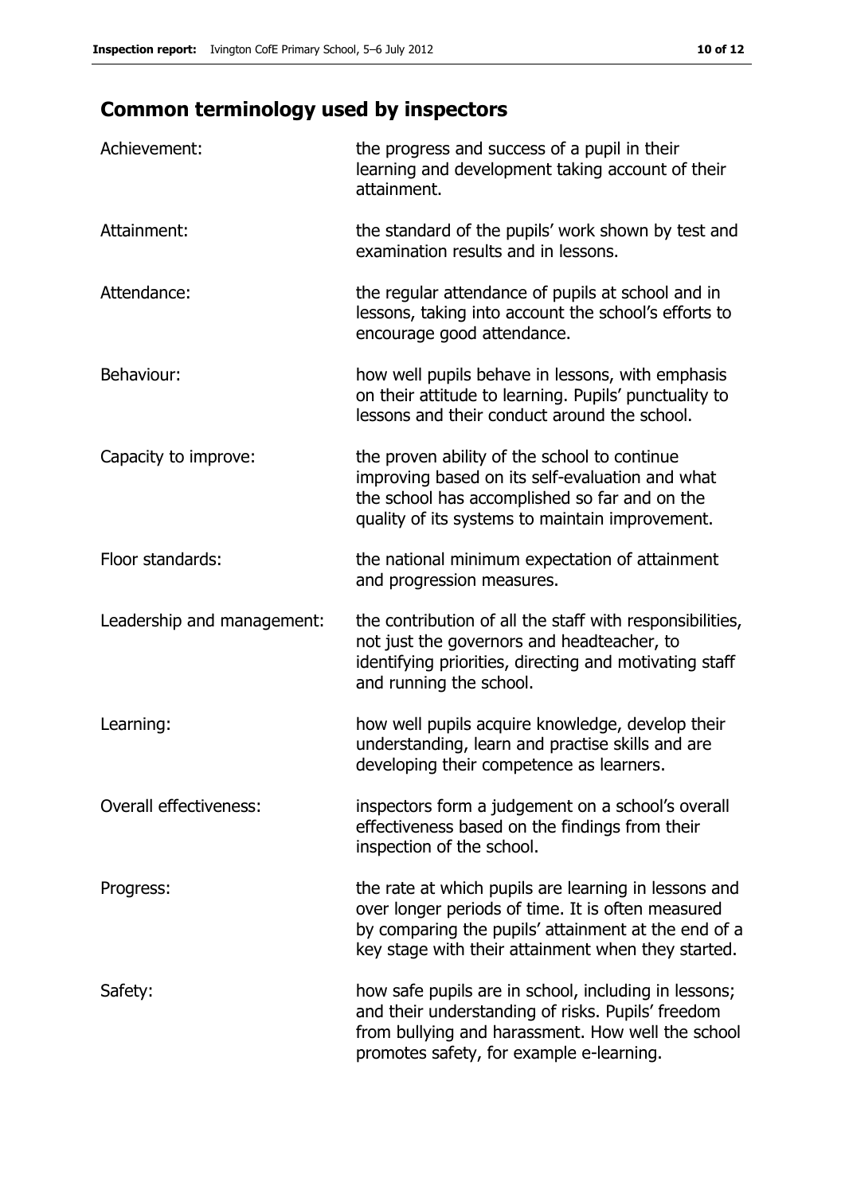## Common terminology used by inspectors

| | |
|---|---|
| Achievement: | the progress and success of a pupil in their learning and development taking account of their attainment. |
| Attainment: | the standard of the pupils' work shown by test and examination results and in lessons. |
| Attendance: | the regular attendance of pupils at school and in lessons, taking into account the school's efforts to encourage good attendance. |
| Behaviour: | how well pupils behave in lessons, with emphasis on their attitude to learning. Pupils' punctuality to lessons and their conduct around the school. |
| Capacity to improve: | the proven ability of the school to continue improving based on its self-evaluation and what the school has accomplished so far and on the quality of its systems to maintain improvement. |
| Floor standards: | the national minimum expectation of attainment and progression measures. |
| Leadership and management: | the contribution of all the staff with responsibilities, not just the governors and headteacher, to identifying priorities, directing and motivating staff and running the school. |
| Learning: | how well pupils acquire knowledge, develop their understanding, learn and practise skills and are developing their competence as learners. |
| Overall effectiveness: | inspectors form a judgement on a school's overall effectiveness based on the findings from their inspection of the school. |
| Progress: | the rate at which pupils are learning in lessons and over longer periods of time. It is often measured by comparing the pupils' attainment at the end of a key stage with their attainment when they started. |
| Safety: | how safe pupils are in school, including in lessons; and their understanding of risks. Pupils' freedom from bullying and harassment. How well the school promotes safety, for example e-learning. |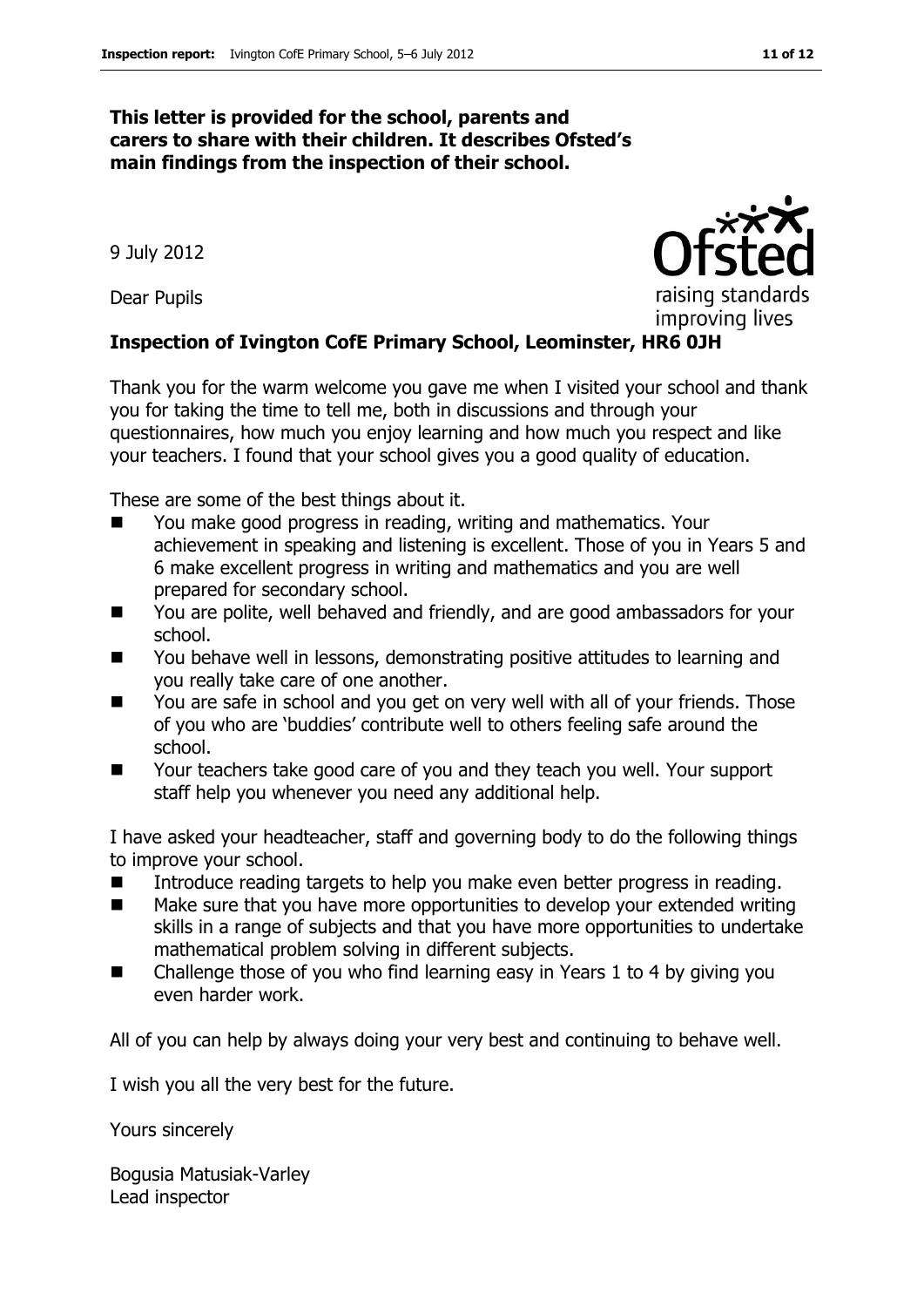**This letter is provided for the school, parents and carers to share with their children. It describes Ofsted's main findings from the inspection of their school.**

9 July 2012

Dear Pupils

**Inspection of Ivington CofE Primary School, Leominster, HR6 0JH**

Thank you for the warm welcome you gave me when I visited your school and thank you for taking the time to tell me, both in discussions and through your questionnaires, how much you enjoy learning and how much you respect and like your teachers. I found that your school gives you a good quality of education.

These are some of the best things about it.

- You make good progress in reading, writing and mathematics. Your achievement in speaking and listening is excellent. Those of you in Years 5 and 6 make excellent progress in writing and mathematics and you are well prepared for secondary school.
- You are polite, well behaved and friendly, and are good ambassadors for your school.
- You behave well in lessons, demonstrating positive attitudes to learning and you really take care of one another.
- You are safe in school and you get on very well with all of your friends. Those of you who are 'buddies' contribute well to others feeling safe around the school.
- Your teachers take good care of you and they teach you well. Your support staff help you whenever you need any additional help.

I have asked your headteacher, staff and governing body to do the following things to improve your school.

- Introduce reading targets to help you make even better progress in reading.
- Make sure that you have more opportunities to develop your extended writing skills in a range of subjects and that you have more opportunities to undertake mathematical problem solving in different subjects.
- Challenge those of you who find learning easy in Years 1 to 4 by giving you even harder work.

All of you can help by always doing your very best and continuing to behave well.

I wish you all the very best for the future.

Yours sincerely

Bogusia Matusiak-Varley
Lead inspector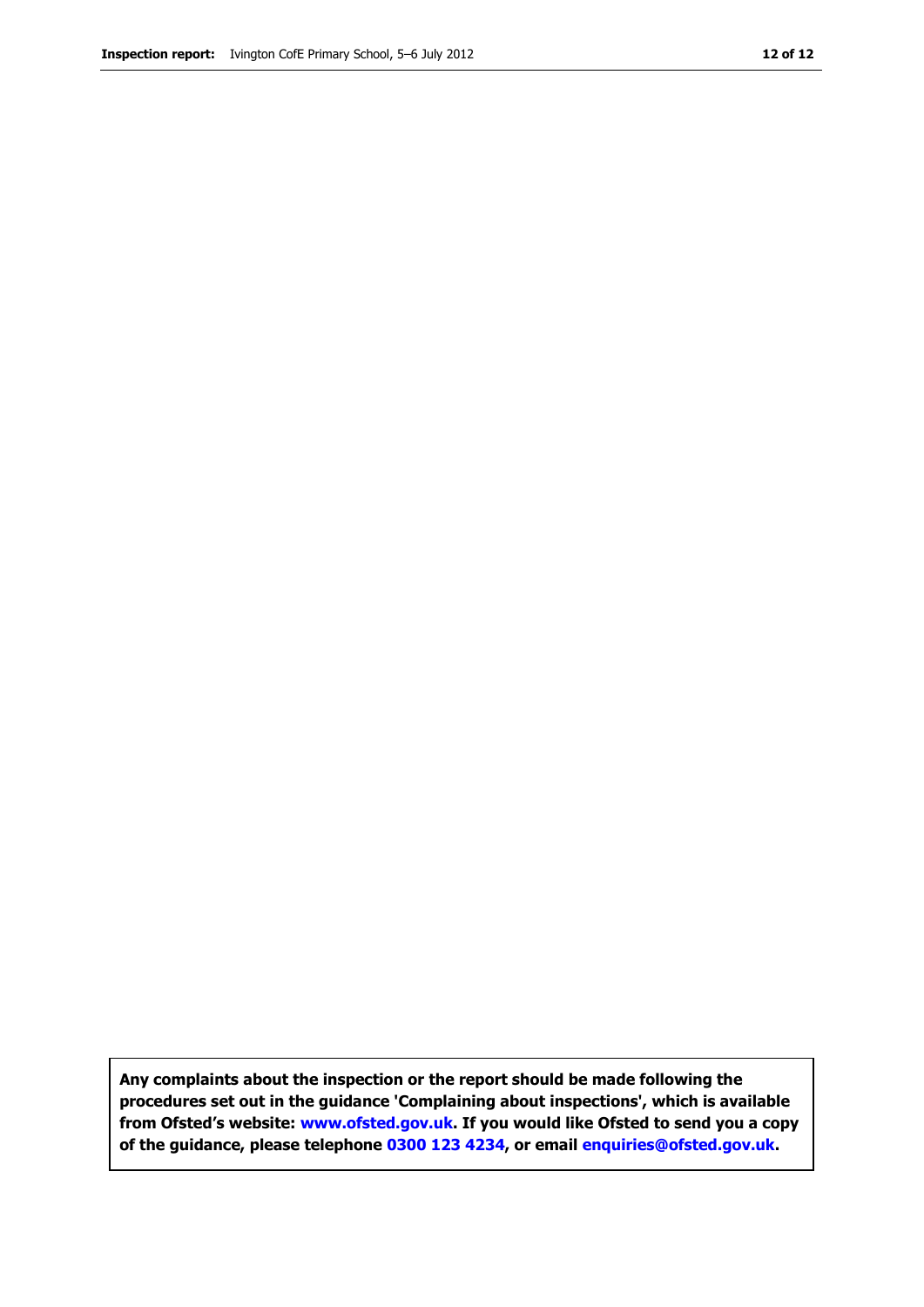**Any complaints about the inspection or the report should be made following the procedures set out in the guidance 'Complaining about inspections', which is available from Ofsted's website: www.ofsted.gov.uk. If you would like Ofsted to send you a copy of the guidance, please telephone 0300 123 4234, or email enquiries@ofsted.gov.uk.**